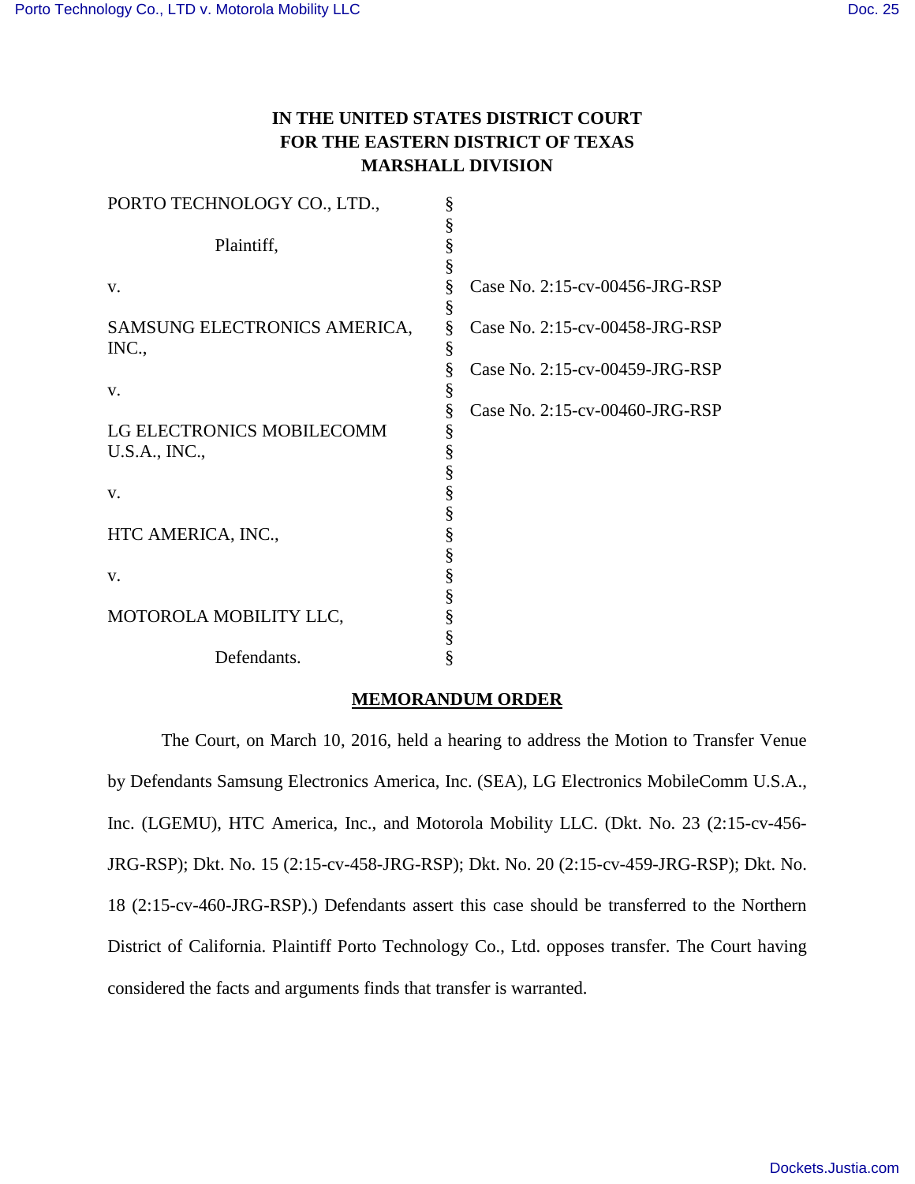# IN THE UNITED STATES DISTRICT COURT FOR THE EASTERN DISTRICT OF TEXAS MARSHALL DIVISION

| | | |
|---|---|---|
| PORTO TECHNOLOGY CO., LTD., | § | |
| | § | |
| Plaintiff, | § | |
| | § | |
| v. | § | Case No. 2:15-cv-00456-JRG-RSP |
| | § | |
| SAMSUNG ELECTRONICS AMERICA, INC., | § | Case No. 2:15-cv-00458-JRG-RSP |
| | § | Case No. 2:15-cv-00459-JRG-RSP |
| v. | § | |
| | § | Case No. 2:15-cv-00460-JRG-RSP |
| LG ELECTRONICS MOBILECOMM U.S.A., INC., | § | |
| | § | |
| v. | § | |
| | § | |
| HTC AMERICA, INC., | § | |
| | § | |
| v. | § | |
| | § | |
| MOTOROLA MOBILITY LLC, | § | |
| | § | |
| Defendants. | § | |

## MEMORANDUM ORDER

The Court, on March 10, 2016, held a hearing to address the Motion to Transfer Venue by Defendants Samsung Electronics America, Inc. (SEA), LG Electronics MobileComm U.S.A., Inc. (LGEMU), HTC America, Inc., and Motorola Mobility LLC. (Dkt. No. 23 (2:15-cv-456-JRG-RSP); Dkt. No. 15 (2:15-cv-458-JRG-RSP); Dkt. No. 20 (2:15-cv-459-JRG-RSP); Dkt. No. 18 (2:15-cv-460-JRG-RSP).) Defendants assert this case should be transferred to the Northern District of California. Plaintiff Porto Technology Co., Ltd. opposes transfer. The Court having considered the facts and arguments finds that transfer is warranted.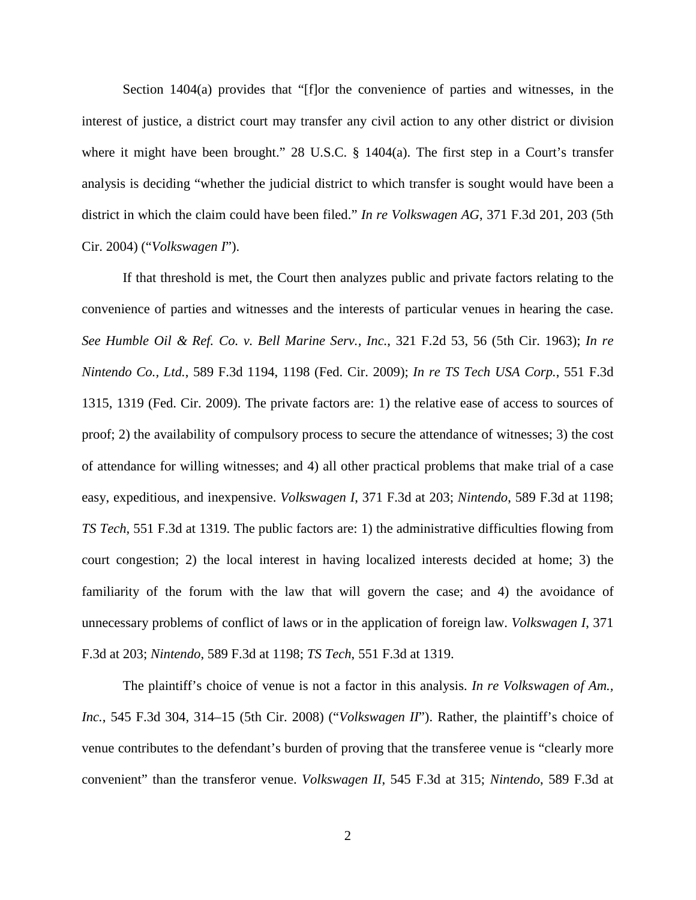Section 1404(a) provides that "[f]or the convenience of parties and witnesses, in the interest of justice, a district court may transfer any civil action to any other district or division where it might have been brought." 28 U.S.C. § 1404(a). The first step in a Court's transfer analysis is deciding "whether the judicial district to which transfer is sought would have been a district in which the claim could have been filed." *In re Volkswagen AG*, 371 F.3d 201, 203 (5th Cir. 2004) ("*Volkswagen I*").

If that threshold is met, the Court then analyzes public and private factors relating to the convenience of parties and witnesses and the interests of particular venues in hearing the case. *See Humble Oil & Ref. Co. v. Bell Marine Serv., Inc.*, 321 F.2d 53, 56 (5th Cir. 1963); *In re Nintendo Co., Ltd.*, 589 F.3d 1194, 1198 (Fed. Cir. 2009); *In re TS Tech USA Corp.*, 551 F.3d 1315, 1319 (Fed. Cir. 2009). The private factors are: 1) the relative ease of access to sources of proof; 2) the availability of compulsory process to secure the attendance of witnesses; 3) the cost of attendance for willing witnesses; and 4) all other practical problems that make trial of a case easy, expeditious, and inexpensive. *Volkswagen I*, 371 F.3d at 203; *Nintendo*, 589 F.3d at 1198; *TS Tech*, 551 F.3d at 1319. The public factors are: 1) the administrative difficulties flowing from court congestion; 2) the local interest in having localized interests decided at home; 3) the familiarity of the forum with the law that will govern the case; and 4) the avoidance of unnecessary problems of conflict of laws or in the application of foreign law. *Volkswagen I*, 371 F.3d at 203; *Nintendo*, 589 F.3d at 1198; *TS Tech*, 551 F.3d at 1319.

The plaintiff's choice of venue is not a factor in this analysis. *In re Volkswagen of Am., Inc.*, 545 F.3d 304, 314–15 (5th Cir. 2008) ("*Volkswagen II*"). Rather, the plaintiff's choice of venue contributes to the defendant's burden of proving that the transferee venue is "clearly more convenient" than the transferor venue. *Volkswagen II*, 545 F.3d at 315; *Nintendo*, 589 F.3d at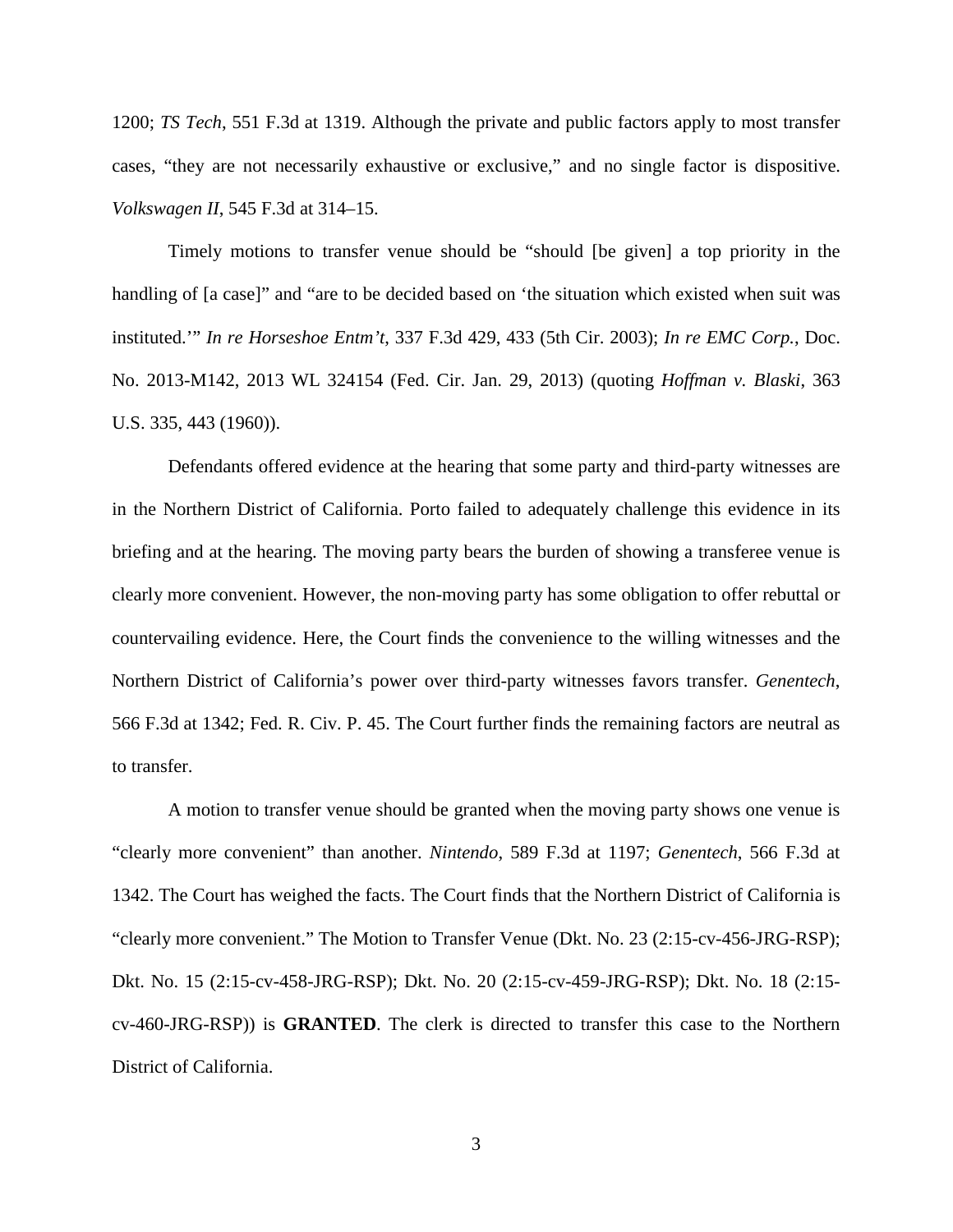1200; *TS Tech*, 551 F.3d at 1319. Although the private and public factors apply to most transfer cases, "they are not necessarily exhaustive or exclusive," and no single factor is dispositive. *Volkswagen II*, 545 F.3d at 314–15.

Timely motions to transfer venue should be "should [be given] a top priority in the handling of [a case]" and "are to be decided based on 'the situation which existed when suit was instituted.'" *In re Horseshoe Entm't*, 337 F.3d 429, 433 (5th Cir. 2003); *In re EMC Corp.*, Doc. No. 2013-M142, 2013 WL 324154 (Fed. Cir. Jan. 29, 2013) (quoting *Hoffman v. Blaski*, 363 U.S. 335, 443 (1960)).

Defendants offered evidence at the hearing that some party and third-party witnesses are in the Northern District of California. Porto failed to adequately challenge this evidence in its briefing and at the hearing. The moving party bears the burden of showing a transferee venue is clearly more convenient. However, the non-moving party has some obligation to offer rebuttal or countervailing evidence. Here, the Court finds the convenience to the willing witnesses and the Northern District of California's power over third-party witnesses favors transfer. *Genentech*, 566 F.3d at 1342; Fed. R. Civ. P. 45. The Court further finds the remaining factors are neutral as to transfer.

A motion to transfer venue should be granted when the moving party shows one venue is "clearly more convenient" than another. *Nintendo*, 589 F.3d at 1197; *Genentech*, 566 F.3d at 1342. The Court has weighed the facts. The Court finds that the Northern District of California is "clearly more convenient." The Motion to Transfer Venue (Dkt. No. 23 (2:15-cv-456-JRG-RSP); Dkt. No. 15 (2:15-cv-458-JRG-RSP); Dkt. No. 20 (2:15-cv-459-JRG-RSP); Dkt. No. 18 (2:15-cv-460-JRG-RSP)) is **GRANTED**. The clerk is directed to transfer this case to the Northern District of California.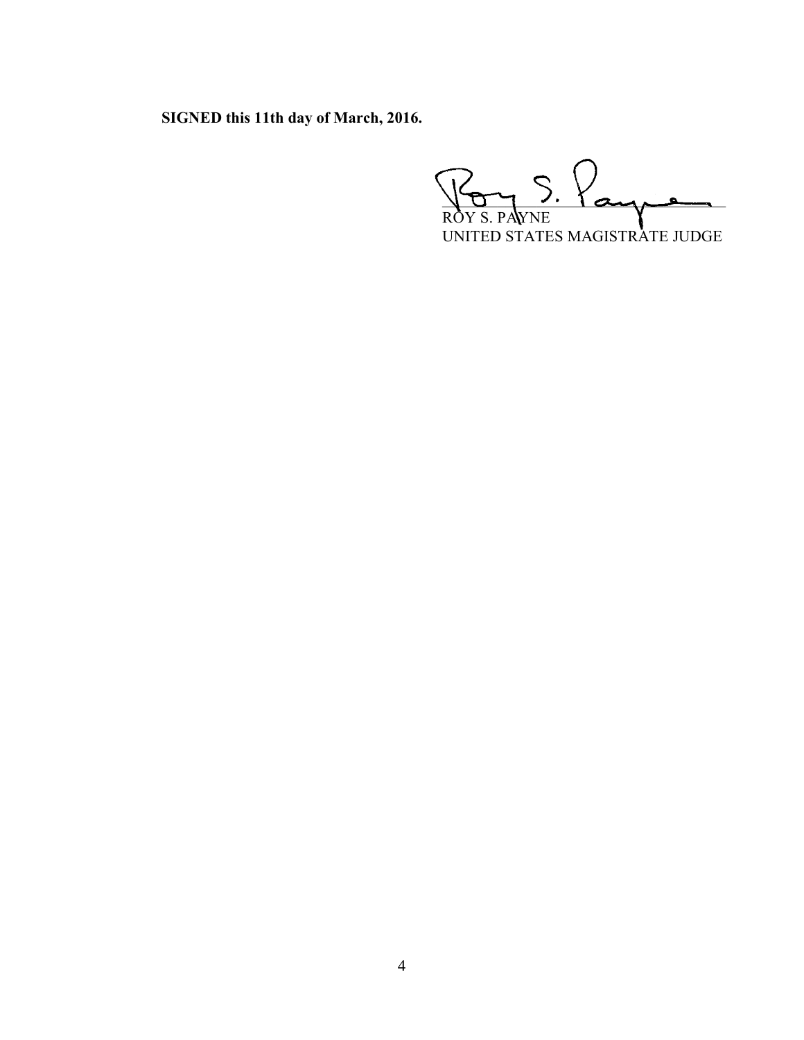**SIGNED this 11th day of March, 2016.**

ROY S. PAYNE
UNITED STATES MAGISTRATE JUDGE